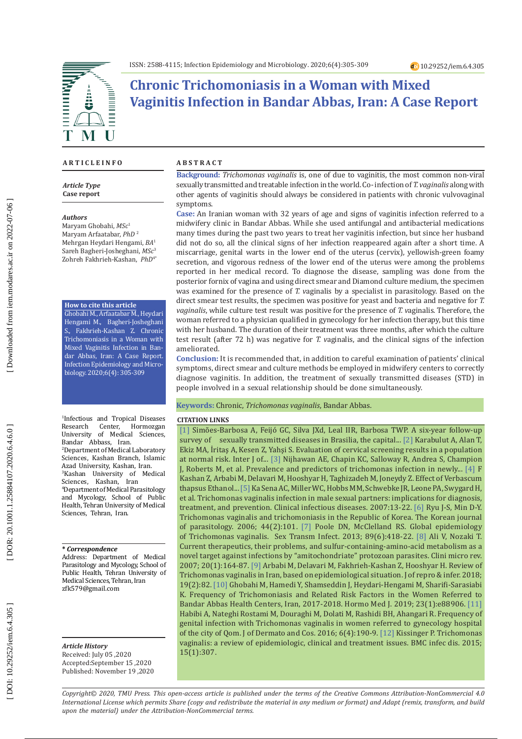# Chronic Trichomoniasis in a Woman with Mixed Vaginitis Infection in Bandar Abbas, Iran: A Case Report

**ARTICLE INFO**

*Article Type*
**Case report**

*Authors*
Maryam Ghobahi, *MSc*[1]
Maryam Arfaatabar, *PhD* [2]
Mehrgan Heydari Hengami, *BA*[1]
Sareh Bagheri-Josheghani, *MSc*[3]
Zohreh Fakhrieh-Kashan, *PhD*[4*]

**How to cite this article**
Ghobahi M., Arfaatabar M., Heydari Hengami M., Bagheri-Josheghani S., Fakhrieh-Kashan Z. Chronic Trichomoniasis in a Woman with Mixed Vaginitis Infection in Bandar Abbas, Iran: A Case Report. Infection Epidemiology and Microbiology. 2020;6(4): 305-309

[1]Infectious and Tropical Diseases Research Center, Hormozgan University of Medical Sciences, Bandar Abbass, Iran.
[2]Department of Medical Laboratory Sciences, Kashan Branch, Islamic Azad University, Kashan, Iran.
[3]Kashan University of Medical Sciences, Kashan, Iran
[4]Department of Medical Parasitology and Mycology, School of Public Health, Tehran University of Medical Sciences, Tehran, Iran.

*** Correspondence**
Address: Department of Medical Parasitology and Mycology, School of Public Health, Tehran University of Medical Sciences, Tehran, Iran
zfk579@gmail.com

*Article History*
Received: July 05 ,2020
Accepted:September 15 ,2020
Published: November 19 ,2020

**ABSTRACT**

**Background:** *Trichomonas vaginalis* is, one of due to vaginitis, the most common non-viral sexually transmitted and treatable infection in the world. Co-infection of *T. vaginalis* along with other agents of vaginitis should always be considered in patients with chronic vulvovaginal symptoms.

**Case:** An Iranian woman with 32 years of age and signs of vaginitis infection referred to a midwifery clinic in Bandar Abbas. While she used antifungal and antibacterial medications many times during the past two years to treat her vaginitis infection, but since her husband did not do so, all the clinical signs of her infection reappeared again after a short time. A miscarriage, genital warts in the lower end of the uterus (cervix), yellowish-green foamy secretion, and vigorous redness of the lower end of the uterus were among the problems reported in her medical record. To diagnose the disease, sampling was done from the posterior fornix of vagina and using direct smear and Diamond culture medium, the specimen was examined for the presence of *T. v*aginalis by a specialist in parasitology. Based on the direct smear test results, the specimen was positive for yeast and bacteria and negative for *T. vaginalis*, while culture test result was positive for the presence of *T. v*aginalis. Therefore, the woman referred to a physician qualified in gynecology for her infection therapy, but this time with her husband. The duration of their treatment was three months, after which the culture test result (after 72 h) was negative for *T. v*aginalis, and the clinical signs of the infection ameliorated.

**Conclusion:** It is recommended that, in addition to careful examination of patients' clinical symptoms, direct smear and culture methods be employed in midwifery centers to correctly diagnose vaginitis. In addition, the treatment of sexually transmitted diseases (STD) in people involved in a sexual relationship should be done simultaneously.

**Keywords:** Chronic, *Trichomonas vaginalis*, Bandar Abbas.

**CITATION LINKS**

[1] Simões-Barbosa A, Feijó GC, Silva JXd, Leal IIR, Barbosa TWP. A six-year follow-up survey of sexually transmitted diseases in Brasilia, the capital... [2] Karabulut A, Alan T, Ekiz MA, İritaş A, Kesen Z, Yahşi S. Evaluation of cervical screening results in a population at normal risk. Inter J of... [3] Nijhawan AE, Chapin KC, Salloway R, Andrea S, Champion J, Roberts M, et al. Prevalence and predictors of trichomonas infection in newly... [4] F Kashan Z, Arbabi M, Delavari M, Hooshyar H, Taghizadeh M, Joneydy Z. Effect of Verbascum thapsus Ethanol... [5] Ka Sena AC, Miller WC, Hobbs MM, Schwebke JR, Leone PA, Swygard H, et al. Trichomonas vaginalis infection in male sexual partners: implications for diagnosis, treatment, and prevention. Clinical infectious diseases. 2007:13-22. [6] Ryu J-S, Min D-Y. Trichomonas vaginalis and trichomoniasis in the Republic of Korea. The korean journal of parasitology. 2006; 44(2):101. [7] Poole DN, McClelland RS. Global epidemiology of Trichomonas vaginalis. Sex Transm Infect. 2013; 89(6):418-22. [8] Ali V, Nozaki T. Current therapeutics, their problems, and sulfur-containing-amino-acid metabolism as a novel target against infections by "amitochondriate" protozoan parasites. Clini micro rev. 2007; 20(1):164-87. [9] Arbabi M, Delavari M, Fakhrieh-Kashan Z, Hooshyar H. Review of Trichomonas vaginalis in Iran, based on epidemiological situation. J of repro & infer. 2018; 19(2):82. [10] Ghobahi M, Hamedi Y, Shamseddin J, Heydari-Hengami M, Sharifi-Sarasiabi K. Frequency of Trichomoniasis and Related Risk Factors in the Women Referred to Bandar Abbas Health Centers, Iran, 2017-2018. Hormo Med J. 2019; 23(1):e88906. [11] Habibi A, Nateghi Rostami M, Douraghi M, Dolati M, Rashidi BH, Ahangari R. Frequency of genital infection with Trichomonas vaginalis in women referred to gynecology hospital of the city of Qom. J of Dermato and Cos. 2016; 6(4):190-9. [12] Kissinger P. Trichomonas vaginalis: a review of epidemiologic, clinical and treatment issues. BMC infec dis. 2015; 15(1):307.

*Copyright© 2020, TMU Press. This open-access article is published under the terms of the Creative Commons Attribution-NonCommercial 4.0 International License which permits Share (copy and redistribute the material in any medium or format) and Adapt (remix, transform, and build upon the material) under the Attribution-NonCommercial terms.*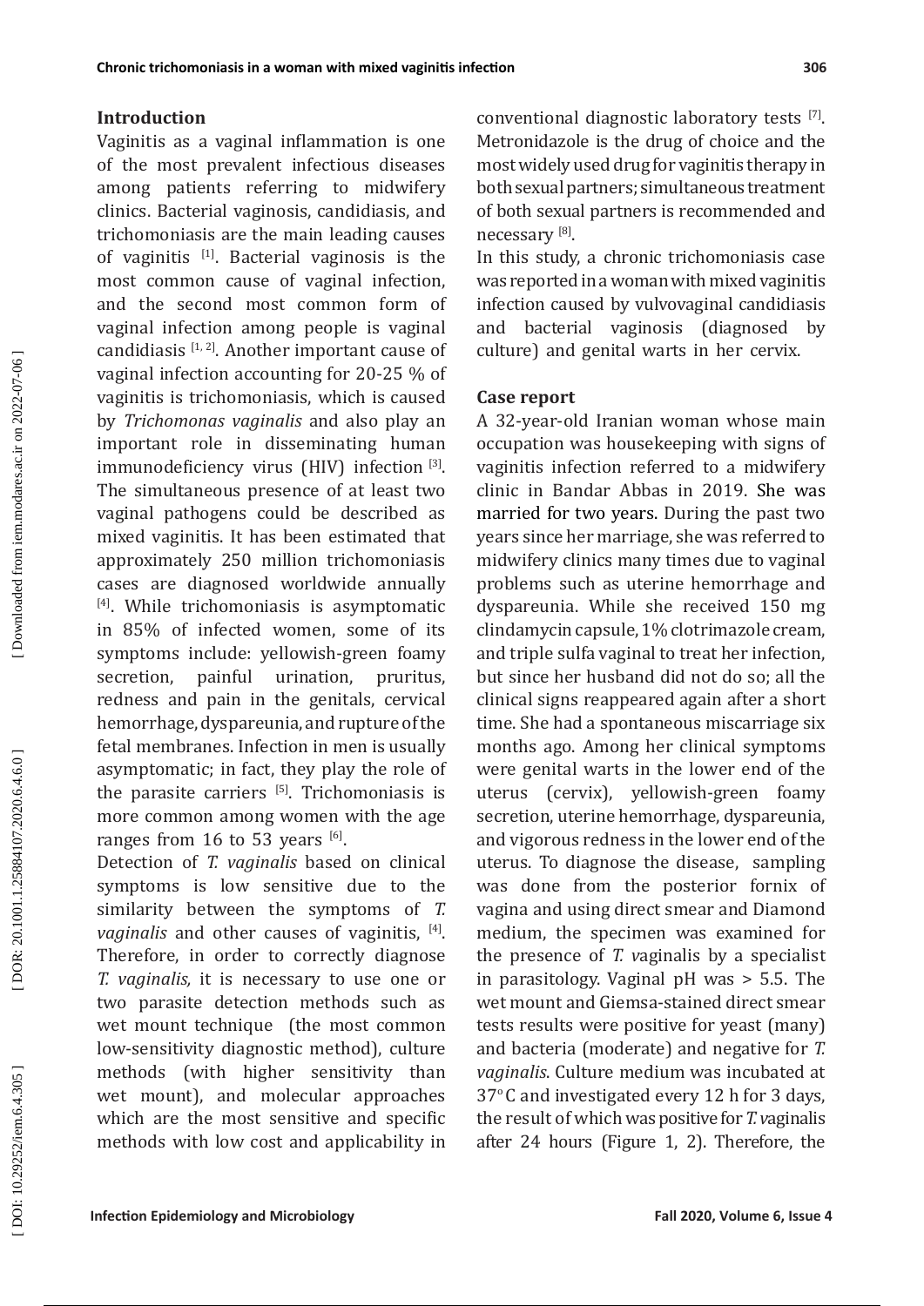## Introduction

Vaginitis as a vaginal inflammation is one of the most prevalent infectious diseases among patients referring to midwifery clinics. Bacterial vaginosis, candidiasis, and trichomoniasis are the main leading causes of vaginitis [1]. Bacterial vaginosis is the most common cause of vaginal infection, and the second most common form of vaginal infection among people is vaginal candidiasis [1, 2]. Another important cause of vaginal infection accounting for 20-25 % of vaginitis is trichomoniasis, which is caused by *Trichomonas vaginalis* and also play an important role in disseminating human immunodeficiency virus (HIV) infection [3]. The simultaneous presence of at least two vaginal pathogens could be described as mixed vaginitis. It has been estimated that approximately 250 million trichomoniasis cases are diagnosed worldwide annually [4]. While trichomoniasis is asymptomatic in 85% of infected women, some of its symptoms include: yellowish-green foamy secretion, painful urination, pruritus, redness and pain in the genitals, cervical hemorrhage, dyspareunia, and rupture of the fetal membranes. Infection in men is usually asymptomatic; in fact, they play the role of the parasite carriers [5]. Trichomoniasis is more common among women with the age ranges from 16 to 53 years [6].

Detection of *T. vaginalis* based on clinical symptoms is low sensitive due to the similarity between the symptoms of *T. vaginalis* and other causes of vaginitis, [4]. Therefore, in order to correctly diagnose *T. vaginalis,* it is necessary to use one or two parasite detection methods such as wet mount technique (the most common low-sensitivity diagnostic method), culture methods (with higher sensitivity than wet mount), and molecular approaches which are the most sensitive and specific methods with low cost and applicability in conventional diagnostic laboratory tests [7]. Metronidazole is the drug of choice and the most widely used drug for vaginitis therapy in both sexual partners; simultaneous treatment of both sexual partners is recommended and necessary [8].

In this study, a chronic trichomoniasis case was reported in a woman with mixed vaginitis infection caused by vulvovaginal candidiasis and bacterial vaginosis (diagnosed by culture) and genital warts in her cervix.

## Case report

A 32-year-old Iranian woman whose main occupation was housekeeping with signs of vaginitis infection referred to a midwifery clinic in Bandar Abbas in 2019. She was married for two years. During the past two years since her marriage, she was referred to midwifery clinics many times due to vaginal problems such as uterine hemorrhage and dyspareunia. While she received 150 mg clindamycin capsule, 1% clotrimazole cream, and triple sulfa vaginal to treat her infection, but since her husband did not do so; all the clinical signs reappeared again after a short time. She had a spontaneous miscarriage six months ago. Among her clinical symptoms were genital warts in the lower end of the uterus (cervix), yellowish-green foamy secretion, uterine hemorrhage, dyspareunia, and vigorous redness in the lower end of the uterus. To diagnose the disease, sampling was done from the posterior fornix of vagina and using direct smear and Diamond medium, the specimen was examined for the presence of *T. v*aginalis by a specialist in parasitology. Vaginal pH was > 5.5. The wet mount and Giemsa-stained direct smear tests results were positive for yeast (many) and bacteria (moderate) and negative for *T. vaginalis*. Culture medium was incubated at 37°C and investigated every 12 h for 3 days, the result of which was positive for *T. v*aginalis after 24 hours (Figure 1, 2). Therefore, the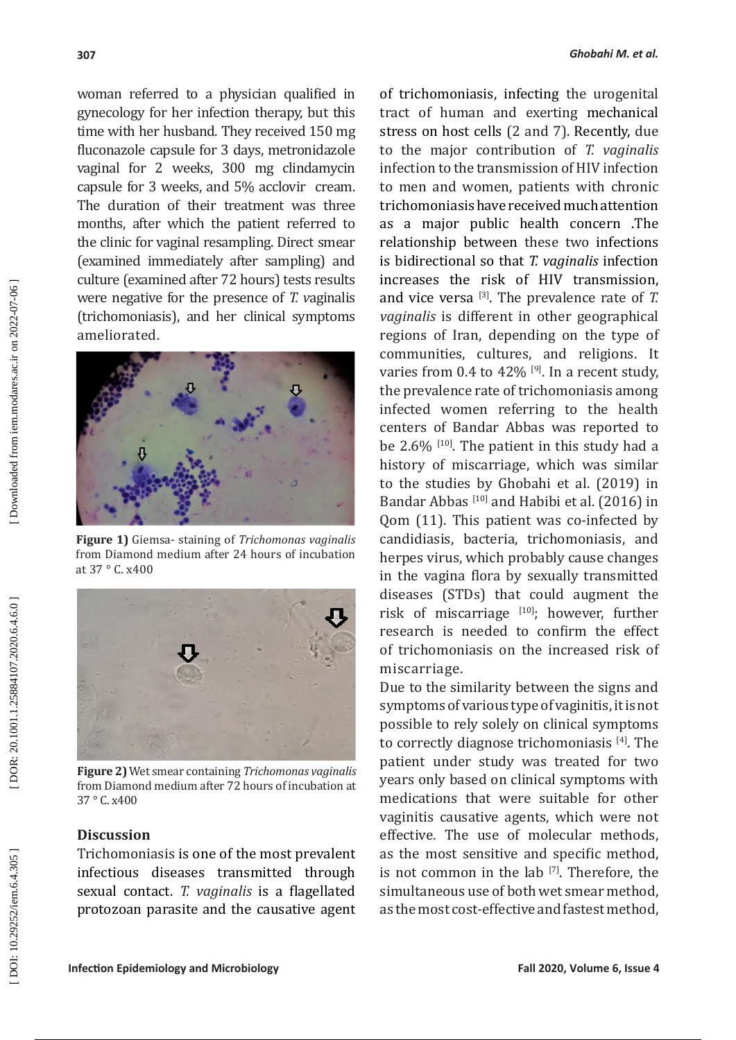woman referred to a physician qualified in gynecology for her infection therapy, but this time with her husband. They received 150 mg fluconazole capsule for 3 days, metronidazole vaginal for 2 weeks, 300 mg clindamycin capsule for 3 weeks, and 5% acclovir cream. The duration of their treatment was three months, after which the patient referred to the clinic for vaginal resampling. Direct smear (examined immediately after sampling) and culture (examined after 72 hours) tests results were negative for the presence of *T. vaginalis* (trichomoniasis), and her clinical symptoms ameliorated.

**Figure 1)** Giemsa- staining of *Trichomonas vaginalis* from Diamond medium after 24 hours of incubation at 37 ° C. x400

**Figure 2)** Wet smear containing *Trichomonas vaginalis* from Diamond medium after 72 hours of incubation at 37 ° C. x400

## Discussion

Trichomoniasis is one of the most prevalent infectious diseases transmitted through sexual contact. *T. vaginalis* is a flagellated protozoan parasite and the causative agent of trichomoniasis, infecting the urogenital tract of human and exerting mechanical stress on host cells (2 and 7). Recently, due to the major contribution of *T. vaginalis* infection to the transmission of HIV infection to men and women, patients with chronic trichomoniasis have received much attention as a major public health concern .The relationship between these two infections is bidirectional so that *T. vaginalis* infection increases the risk of HIV transmission, and vice versa [3]. The prevalence rate of *T. vaginalis* is different in other geographical regions of Iran, depending on the type of communities, cultures, and religions. It varies from 0.4 to 42% [9]. In a recent study, the prevalence rate of trichomoniasis among infected women referring to the health centers of Bandar Abbas was reported to be 2.6% [10]. The patient in this study had a history of miscarriage, which was similar to the studies by Ghobahi et al. (2019) in Bandar Abbas [10] and Habibi et al. (2016) in Qom (11). This patient was co-infected by candidiasis, bacteria, trichomoniasis, and herpes virus, which probably cause changes in the vagina flora by sexually transmitted diseases (STDs) that could augment the risk of miscarriage [10]; however, further research is needed to confirm the effect of trichomoniasis on the increased risk of miscarriage.

Due to the similarity between the signs and symptoms of various type of vaginitis, it is not possible to rely solely on clinical symptoms to correctly diagnose trichomoniasis [4]. The patient under study was treated for two years only based on clinical symptoms with medications that were suitable for other vaginitis causative agents, which were not effective. The use of molecular methods, as the most sensitive and specific method, is not common in the lab [7]. Therefore, the simultaneous use of both wet smear method, as the most cost-effective and fastest method,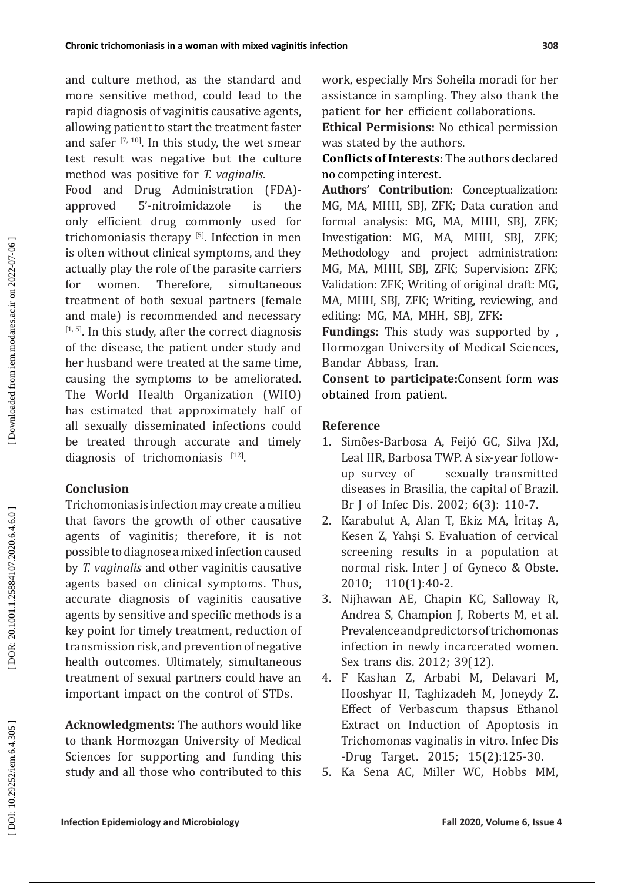and culture method, as the standard and more sensitive method, could lead to the rapid diagnosis of vaginitis causative agents, allowing patient to start the treatment faster and safer [7, 10]. In this study, the wet smear test result was negative but the culture method was positive for *T. vaginalis*.

Food and Drug Administration (FDA)-approved 5'-nitroimidazole is the only efficient drug commonly used for trichomoniasis therapy [5]. Infection in men is often without clinical symptoms, and they actually play the role of the parasite carriers for women. Therefore, simultaneous treatment of both sexual partners (female and male) is recommended and necessary [1, 5]. In this study, after the correct diagnosis of the disease, the patient under study and her husband were treated at the same time, causing the symptoms to be ameliorated. The World Health Organization (WHO) has estimated that approximately half of all sexually disseminated infections could be treated through accurate and timely diagnosis of trichomoniasis [12].

## Conclusion

Trichomoniasis infection may create a milieu that favors the growth of other causative agents of vaginitis; therefore, it is not possible to diagnose a mixed infection caused by *T. vaginalis* and other vaginitis causative agents based on clinical symptoms. Thus, accurate diagnosis of vaginitis causative agents by sensitive and specific methods is a key point for timely treatment, reduction of transmission risk, and prevention of negative health outcomes. Ultimately, simultaneous treatment of sexual partners could have an important impact on the control of STDs.

**Acknowledgments:** The authors would like to thank Hormozgan University of Medical Sciences for supporting and funding this study and all those who contributed to this work, especially Mrs Soheila moradi for her assistance in sampling. They also thank the patient for her efficient collaborations.

**Ethical Permisions:** No ethical permission was stated by the authors.

**Conflicts of Interests:** The authors declared no competing interest.

**Authors' Contribution**: Conceptualization: MG, MA, MHH, SBJ, ZFK; Data curation and formal analysis: MG, MA, MHH, SBJ, ZFK; Investigation: MG, MA, MHH, SBJ, ZFK; Methodology and project administration: MG, MA, MHH, SBJ, ZFK; Supervision: ZFK; Validation: ZFK; Writing of original draft: MG, MA, MHH, SBJ, ZFK; Writing, reviewing, and editing: MG, MA, MHH, SBJ, ZFK:

**Fundings:** This study was supported by , Hormozgan University of Medical Sciences, Bandar Abbass, Iran.

**Consent to participate:**Consent form was obtained from patient.

## Reference

1. Simões-Barbosa A, Feijó GC, Silva JXd, Leal IIR, Barbosa TWP. A six-year follow-up survey of sexually transmitted diseases in Brasilia, the capital of Brazil. Br J of Infec Dis. 2002; 6(3): 110-7.
2. Karabulut A, Alan T, Ekiz MA, İritaş A, Kesen Z, Yahşi S. Evaluation of cervical screening results in a population at normal risk. Inter J of Gyneco & Obste. 2010; 110(1):40-2.
3. Nijhawan AE, Chapin KC, Salloway R, Andrea S, Champion J, Roberts M, et al. Prevalence and predictors of trichomonas infection in newly incarcerated women. Sex trans dis. 2012; 39(12).
4. F Kashan Z, Arbabi M, Delavari M, Hooshyar H, Taghizadeh M, Joneydy Z. Effect of Verbascum thapsus Ethanol Extract on Induction of Apoptosis in Trichomonas vaginalis in vitro. Infec Dis -Drug Target. 2015; 15(2):125-30.
5. Ka Sena AC, Miller WC, Hobbs MM,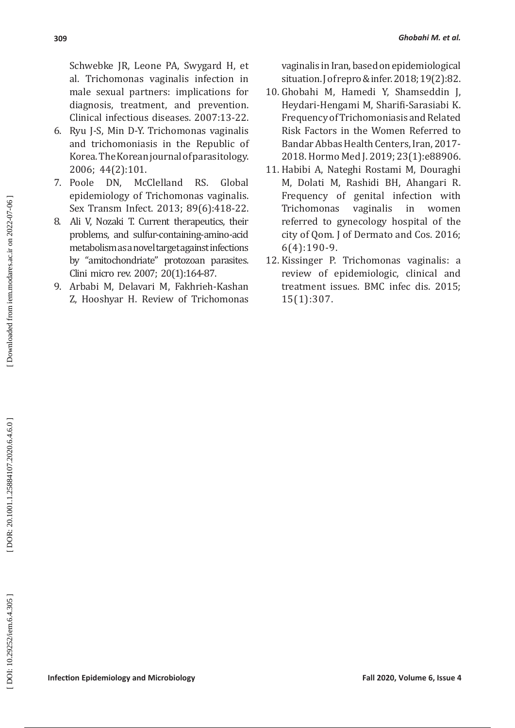Schwebke JR, Leone PA, Swygard H, et al. Trichomonas vaginalis infection in male sexual partners: implications for diagnosis, treatment, and prevention. Clinical infectious diseases. 2007:13-22.

6. Ryu J-S, Min D-Y. Trichomonas vaginalis and trichomoniasis in the Republic of Korea. The Korean journal of parasitology. 2006; 44(2):101.
7. Poole DN, McClelland RS. Global epidemiology of Trichomonas vaginalis. Sex Transm Infect. 2013; 89(6):418-22.
8. Ali V, Nozaki T. Current therapeutics, their problems, and sulfur-containing-amino-acid metabolism as a novel target against infections by "amitochondriate" protozoan parasites. Clini micro rev. 2007; 20(1):164-87.
9. Arbabi M, Delavari M, Fakhrieh-Kashan Z, Hooshyar H. Review of Trichomonas vaginalis in Iran, based on epidemiological situation. J of repro & infer. 2018; 19(2):82.
10. Ghobahi M, Hamedi Y, Shamseddin J, Heydari-Hengami M, Sharifi-Sarasiabi K. Frequency of Trichomoniasis and Related Risk Factors in the Women Referred to Bandar Abbas Health Centers, Iran, 2017-2018. Hormo Med J. 2019; 23(1):e88906.
11. Habibi A, Nateghi Rostami M, Douraghi M, Dolati M, Rashidi BH, Ahangari R. Frequency of genital infection with Trichomonas vaginalis in women referred to gynecology hospital of the city of Qom. J of Dermato and Cos. 2016; 6(4):190-9.
12. Kissinger P. Trichomonas vaginalis: a review of epidemiologic, clinical and treatment issues. BMC infec dis. 2015; 15(1):307.